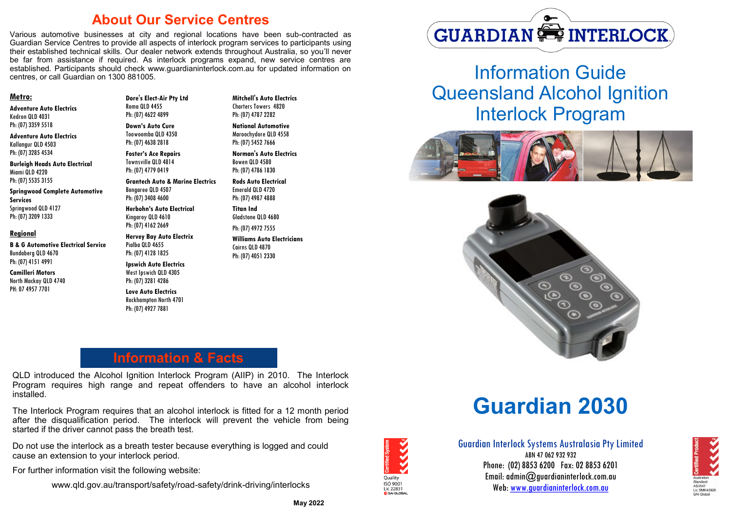## About Our Service Centres

Various automotive businesses at city and regional locations have been sub-contracted as Guardian Service Centres to provide all aspects of interlock program services to participants using their established technical skills. Our dealer network extends throughout Australia, so you'll never be far from assistance if required. As interlock programs expand, new service centres are established. Participants should check www.guardianinterlock.com.au for updated information on centres, or call Guardian on 1300 881005.

**Metro:**

**Adventure Auto Electrics**
Kedron QLD 4031
Ph: (07) 3359 5518

**Adventure Auto Electrics**
Kallangur QLD 4503
Ph: (07) 3285 4534

**Burleigh Heads Auto Electrical**
Miami QLD 4220
Ph: (07) 5535 3155

**Springwood Complete Automotive Services**
Springwood QLD 4127
Ph: (07) 3209 1333

**Regional**

**B & G Automotive Electrical Service**
Bundaberg QLD 4670
Ph: (07) 4151 4991

**Camilleri Motors**
North Mackay QLD 4740
PH: 07 4957 7701

**Dore's Elect-Air Pty Ltd**
Roma QLD 4455
Ph: (07) 4622 4899

**Down's Auto Cure**
Toowoomba QLD 4350
Ph: (07) 4638 2818

**Foster's Ace Repairs**
Townsville QLD 4814
Ph: (07) 4779 0419

**Grantech Auto & Marine Electrics**
Bongaree QLD 4507
Ph: (07) 3408 4600

**Herbohn's Auto Electrical**
Kingaroy QLD 4610
Ph: (07) 4162 2669

**Hervey Bay Auto Electrix**
Pialba QLD 4655
Ph: (07) 4128 1825

**Ipswich Auto Electrics**
West Ipswich QLD 4305
Ph: (07) 3281 4286

**Love Auto Electrics**
Rockhampton North 4701
Ph: (07) 4927 7881

**Mitchell's Auto Electrics**
Charters Towers 4820
Ph: (07) 4787 2282

**National Automotive**
Maroochydore QLD 4558
Ph: (07) 5452 7666

**Norman's Auto Electrics**
Bowen QLD 4580
Ph: (07) 4786 1830

**Rods Auto Electrical**
Emerald QLD 4720
Ph: (07) 4987 4888

**Titan Ind**
Gladstone QLD 4680
Ph: (07) 4972 7555

**Williams Auto Electricians**
Cairns QLD 4870
Ph: (07) 4051 2330

## Information & Facts

QLD introduced the Alcohol Ignition Interlock Program (AIIP) in 2010. The Interlock Program requires high range and repeat offenders to have an alcohol interlock installed.

The Interlock Program requires that an alcohol interlock is fitted for a 12 month period after the disqualification period. The interlock will prevent the vehicle from being started if the driver cannot pass the breath test.

Do not use the interlock as a breath tester because everything is logged and could cause an extension to your interlock period.

For further information visit the following website:

www.qld.gov.au/transport/safety/road-safety/drink-driving/interlocks

**May 2022**

GUARDIAN INTERLOCK

# Information Guide Queensland Alcohol Ignition Interlock Program

# Guardian 2030

Certified System
Quality
ISO 9001
Lic 22831
SAI GLOBAL

Guardian Interlock Systems Australasia Pty Limited
ABN 47 062 932 932
Phone: (02) 8853 6200 Fax: 02 8853 6201
Email: admin@guardianinterlock.com.au
Web: www.guardianinterlock.com.au

Certified Product
Australian Standard
AS3547
Lic SMK40926
SAI Global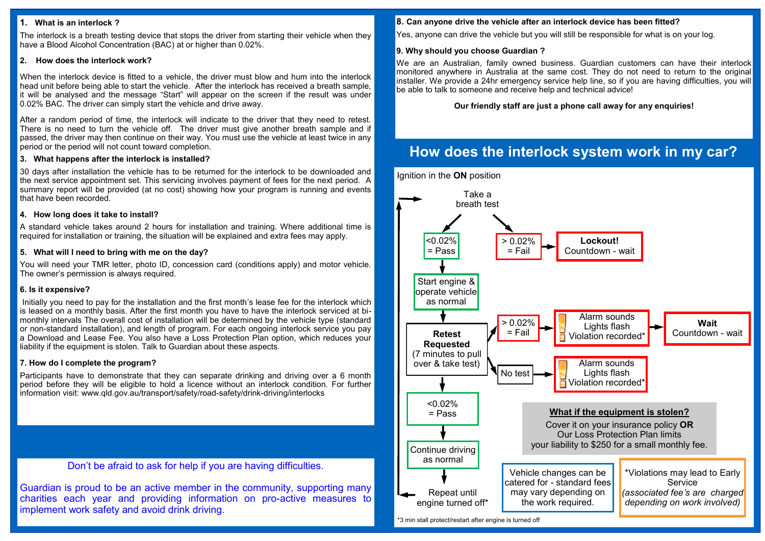### 1. What is an interlock ?

The interlock is a breath testing device that stops the driver from starting their vehicle when they have a Blood Alcohol Concentration (BAC) at or higher than 0.02%.

### 2. How does the interlock work?

When the interlock device is fitted to a vehicle, the driver must blow and hum into the interlock head unit before being able to start the vehicle. After the interlock has received a breath sample, it will be analysed and the message “Start” will appear on the screen if the result was under 0.02% BAC. The driver can simply start the vehicle and drive away.

After a random period of time, the interlock will indicate to the driver that they need to retest. There is no need to turn the vehicle off. The driver must give another breath sample and if passed, the driver may then continue on their way. You must use the vehicle at least twice in any period or the period will not count toward completion.

### 3. What happens after the interlock is installed?

30 days after installation the vehicle has to be returned for the interlock to be downloaded and the next service appointment set. This servicing involves payment of fees for the next period. A summary report will be provided (at no cost) showing how your program is running and events that have been recorded.

### 4. How long does it take to install?

A standard vehicle takes around 2 hours for installation and training. Where additional time is required for installation or training, the situation will be explained and extra fees may apply.

### 5. What will I need to bring with me on the day?

You will need your TMR letter, photo ID, concession card (conditions apply) and motor vehicle. The owner’s permission is always required.

### 6. Is it expensive?

Initially you need to pay for the installation and the first month’s lease fee for the interlock which is leased on a monthly basis. After the first month you have to have the interlock serviced at bi-monthly intervals The overall cost of installation will be determined by the vehicle type (standard or non-standard installation), and length of program. For each ongoing interlock service you pay a Download and Lease Fee. You also have a Loss Protection Plan option, which reduces your liability if the equipment is stolen. Talk to Guardian about these aspects.

### 7. How do I complete the program?

Participants have to demonstrate that they can separate drinking and driving over a 6 month period before they will be eligible to hold a licence without an interlock condition. For further information visit: www.qld.gov.au/transport/safety/road-safety/drink-driving/interlocks

Don’t be afraid to ask for help if you are having difficulties.

Guardian is proud to be an active member in the community, supporting many charities each year and providing information on pro-active measures to implement work safety and avoid drink driving.

### 8. Can anyone drive the vehicle after an interlock device has been fitted?

Yes, anyone can drive the vehicle but you will still be responsible for what is on your log.

### 9. Why should you choose Guardian ?

We are an Australian, family owned business. Guardian customers can have their interlock monitored anywhere in Australia at the same cost. They do not need to return to the original installer. We provide a 24hr emergency service help line, so if you are having difficulties, you will be able to talk to someone and receive help and technical advice!

**Our friendly staff are just a phone call away for any enquiries!**

## How does the interlock system work in my car?

Ignition in the **ON** position

Take a breath test

<0.02% = Pass

> 0.02% = Fail

**Lockout!** Countdown - wait

Start engine & operate vehicle as normal

**Retest Requested** (7 minutes to pull over & take test)

> 0.02% = Fail

Alarm sounds Lights flash Violation recorded*

**Wait** Countdown - wait

No test

Alarm sounds Lights flash Violation recorded*

<0.02% = Pass

Continue driving as normal

Repeat until engine turned off*

**What if the equipment is stolen?**

Cover it on your insurance policy **OR** Our Loss Protection Plan limits your liability to $250 for a small monthly fee.

Vehicle changes can be catered for - standard fees may vary depending on the work required.

*Violations may lead to Early Service *(associated fee’s are charged depending on work involved)*

*3 min stall protect/restart after engine is turned off